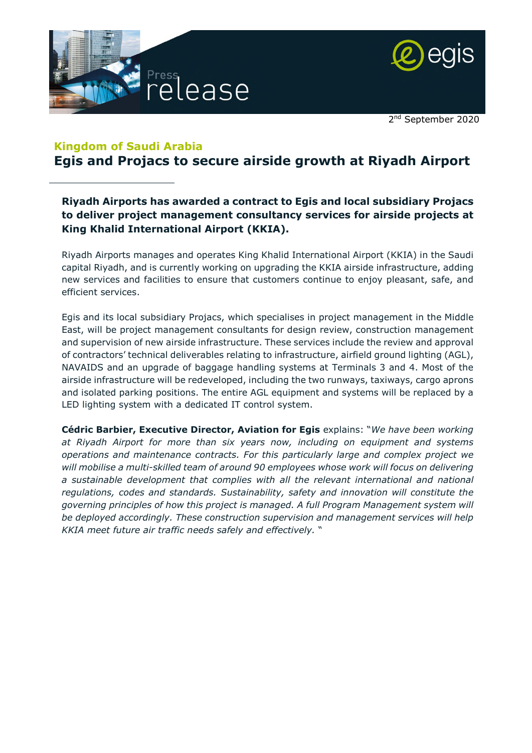Press release

2nd September 2020

**Kingdom of Saudi Arabia**

# Egis and Projacs to secure airside growth at Riyadh Airport

**Riyadh Airports has awarded a contract to Egis and local subsidiary Projacs to deliver project management consultancy services for airside projects at King Khalid International Airport (KKIA).**

Riyadh Airports manages and operates King Khalid International Airport (KKIA) in the Saudi capital Riyadh, and is currently working on upgrading the KKIA airside infrastructure, adding new services and facilities to ensure that customers continue to enjoy pleasant, safe, and efficient services.

Egis and its local subsidiary Projacs, which specialises in project management in the Middle East, will be project management consultants for design review, construction management and supervision of new airside infrastructure. These services include the review and approval of contractors' technical deliverables relating to infrastructure, airfield ground lighting (AGL), NAVAIDS and an upgrade of baggage handling systems at Terminals 3 and 4. Most of the airside infrastructure will be redeveloped, including the two runways, taxiways, cargo aprons and isolated parking positions. The entire AGL equipment and systems will be replaced by a LED lighting system with a dedicated IT control system.

**Cédric Barbier, Executive Director, Aviation for Egis** explains: "*We have been working at Riyadh Airport for more than six years now, including on equipment and systems operations and maintenance contracts. For this particularly large and complex project we will mobilise a multi-skilled team of around 90 employees whose work will focus on delivering a sustainable development that complies with all the relevant international and national regulations, codes and standards. Sustainability, safety and innovation will constitute the governing principles of how this project is managed. A full Program Management system will be deployed accordingly. These construction supervision and management services will help KKIA meet future air traffic needs safely and effectively.* "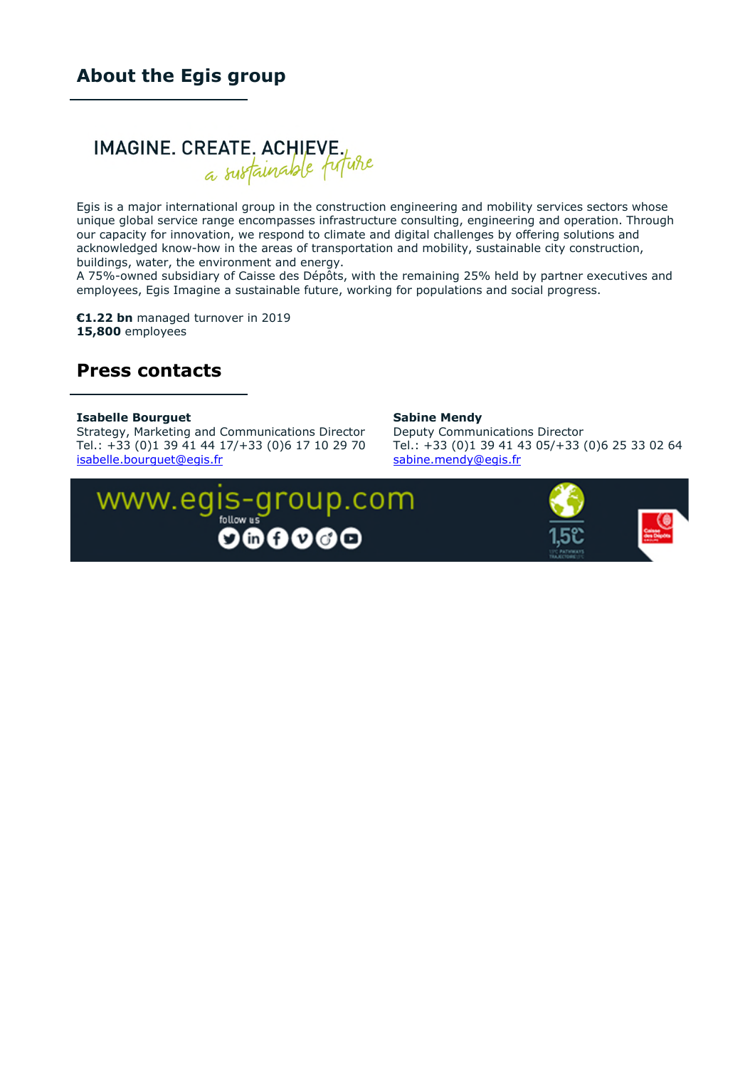## About the Egis group

IMAGINE. CREATE. ACHIEVE. *a sustainable future*

Egis is a major international group in the construction engineering and mobility services sectors whose unique global service range encompasses infrastructure consulting, engineering and operation. Through our capacity for innovation, we respond to climate and digital challenges by offering solutions and acknowledged know-how in the areas of transportation and mobility, sustainable city construction, buildings, water, the environment and energy.
A 75%-owned subsidiary of Caisse des Dépôts, with the remaining 25% held by partner executives and employees, Egis Imagine a sustainable future, working for populations and social progress.

**€1.22 bn** managed turnover in 2019
**15,800** employees

## Press contacts

**Isabelle Bourguet**
Strategy, Marketing and Communications Director
Tel.: +33 (0)1 39 41 44 17/+33 (0)6 17 10 29 70
isabelle.bourguet@egis.fr

**Sabine Mendy**
Deputy Communications Director
Tel.: +33 (0)1 39 41 43 05/+33 (0)6 25 33 02 64
sabine.mendy@egis.fr

www.egis-group.com
follow us